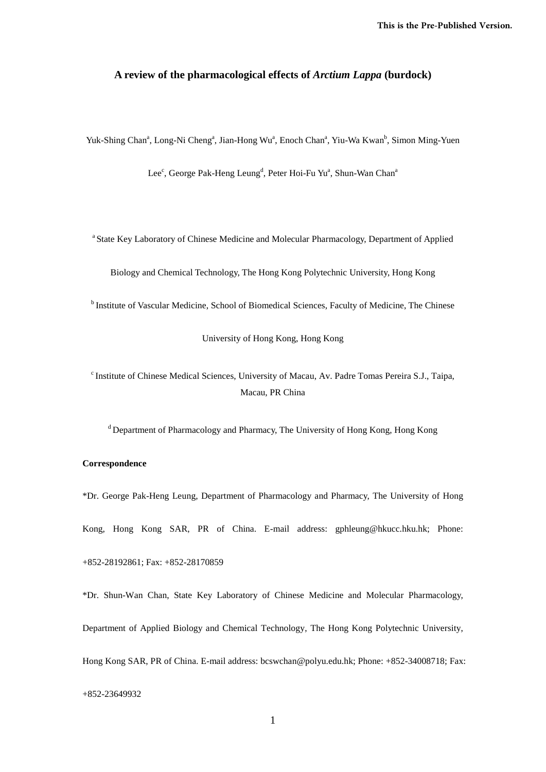This is the Pre-Published Version.

# A review of the pharmacological effects of *Arctium Lappa* (burdock)

Yuk-Shing Chan[a], Long-Ni Cheng[a], Jian-Hong Wu[a], Enoch Chan[a], Yiu-Wa Kwan[b], Simon Ming-Yuen Lee[c], George Pak-Heng Leung[d], Peter Hoi-Fu Yu[a], Shun-Wan Chan[a]

[a] State Key Laboratory of Chinese Medicine and Molecular Pharmacology, Department of Applied Biology and Chemical Technology, The Hong Kong Polytechnic University, Hong Kong

[b] Institute of Vascular Medicine, School of Biomedical Sciences, Faculty of Medicine, The Chinese University of Hong Kong, Hong Kong

[c] Institute of Chinese Medical Sciences, University of Macau, Av. Padre Tomas Pereira S.J., Taipa, Macau, PR China

[d] Department of Pharmacology and Pharmacy, The University of Hong Kong, Hong Kong

**Correspondence**

*Dr. George Pak-Heng Leung, Department of Pharmacology and Pharmacy, The University of Hong Kong, Hong Kong SAR, PR of China. E-mail address: gphleung@hkucc.hku.hk; Phone: +852-28192861; Fax: +852-28170859

*Dr. Shun-Wan Chan, State Key Laboratory of Chinese Medicine and Molecular Pharmacology, Department of Applied Biology and Chemical Technology, The Hong Kong Polytechnic University, Hong Kong SAR, PR of China. E-mail address: bcswchan@polyu.edu.hk; Phone: +852-34008718; Fax: +852-23649932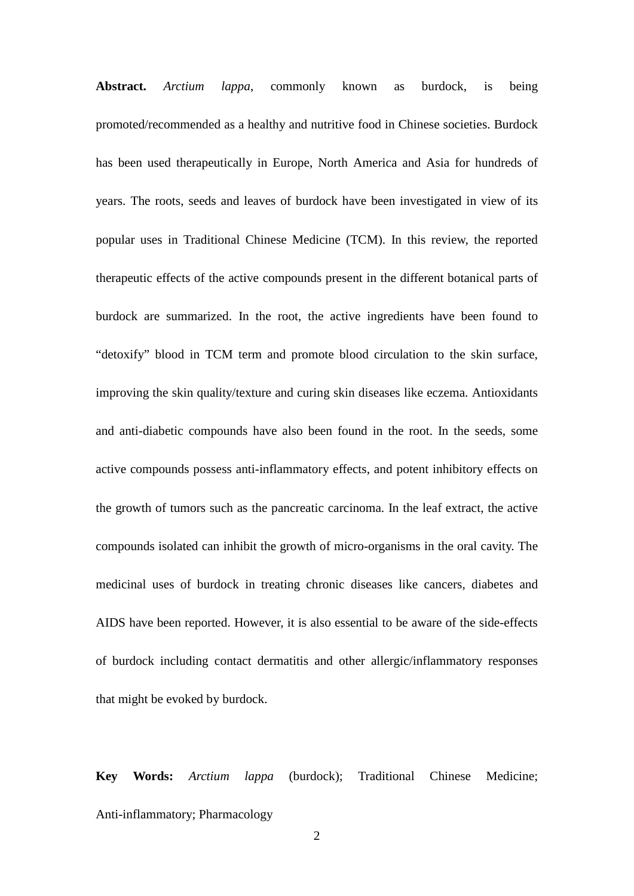**Abstract.** *Arctium lappa*, commonly known as burdock, is being promoted/recommended as a healthy and nutritive food in Chinese societies. Burdock has been used therapeutically in Europe, North America and Asia for hundreds of years. The roots, seeds and leaves of burdock have been investigated in view of its popular uses in Traditional Chinese Medicine (TCM). In this review, the reported therapeutic effects of the active compounds present in the different botanical parts of burdock are summarized. In the root, the active ingredients have been found to "detoxify" blood in TCM term and promote blood circulation to the skin surface, improving the skin quality/texture and curing skin diseases like eczema. Antioxidants and anti-diabetic compounds have also been found in the root. In the seeds, some active compounds possess anti-inflammatory effects, and potent inhibitory effects on the growth of tumors such as the pancreatic carcinoma. In the leaf extract, the active compounds isolated can inhibit the growth of micro-organisms in the oral cavity. The medicinal uses of burdock in treating chronic diseases like cancers, diabetes and AIDS have been reported. However, it is also essential to be aware of the side-effects of burdock including contact dermatitis and other allergic/inflammatory responses that might be evoked by burdock.

**Key Words:** *Arctium lappa* (burdock); Traditional Chinese Medicine; Anti-inflammatory; Pharmacology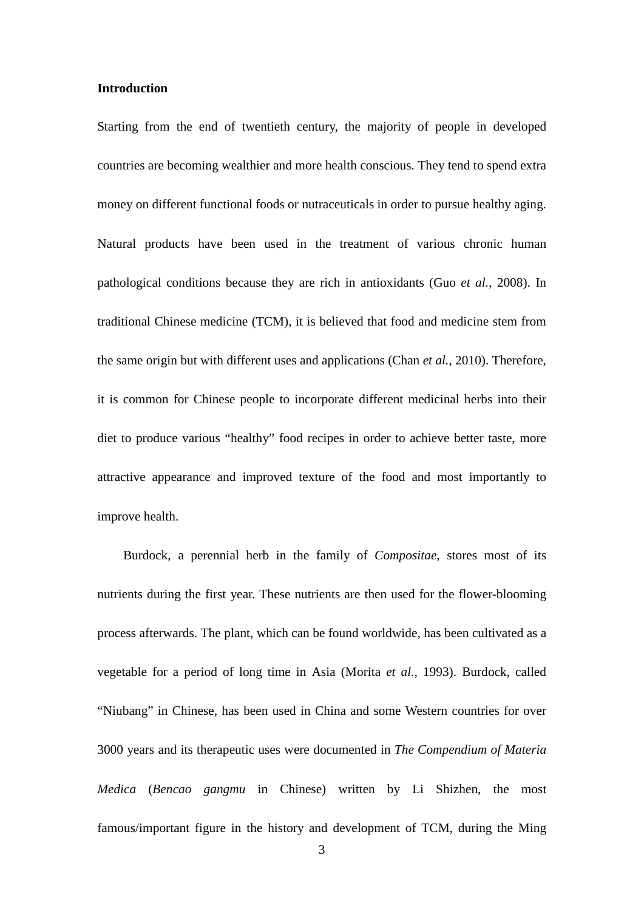**Introduction**

Starting from the end of twentieth century, the majority of people in developed countries are becoming wealthier and more health conscious. They tend to spend extra money on different functional foods or nutraceuticals in order to pursue healthy aging. Natural products have been used in the treatment of various chronic human pathological conditions because they are rich in antioxidants (Guo *et al.*, 2008). In traditional Chinese medicine (TCM), it is believed that food and medicine stem from the same origin but with different uses and applications (Chan *et al.*, 2010). Therefore, it is common for Chinese people to incorporate different medicinal herbs into their diet to produce various "healthy" food recipes in order to achieve better taste, more attractive appearance and improved texture of the food and most importantly to improve health.

Burdock, a perennial herb in the family of *Compositae*, stores most of its nutrients during the first year. These nutrients are then used for the flower-blooming process afterwards. The plant, which can be found worldwide, has been cultivated as a vegetable for a period of long time in Asia (Morita *et al.*, 1993). Burdock, called "Niubang" in Chinese, has been used in China and some Western countries for over 3000 years and its therapeutic uses were documented in *The Compendium of Materia Medica* (*Bencao gangmu* in Chinese) written by Li Shizhen, the most famous/important figure in the history and development of TCM, during the Ming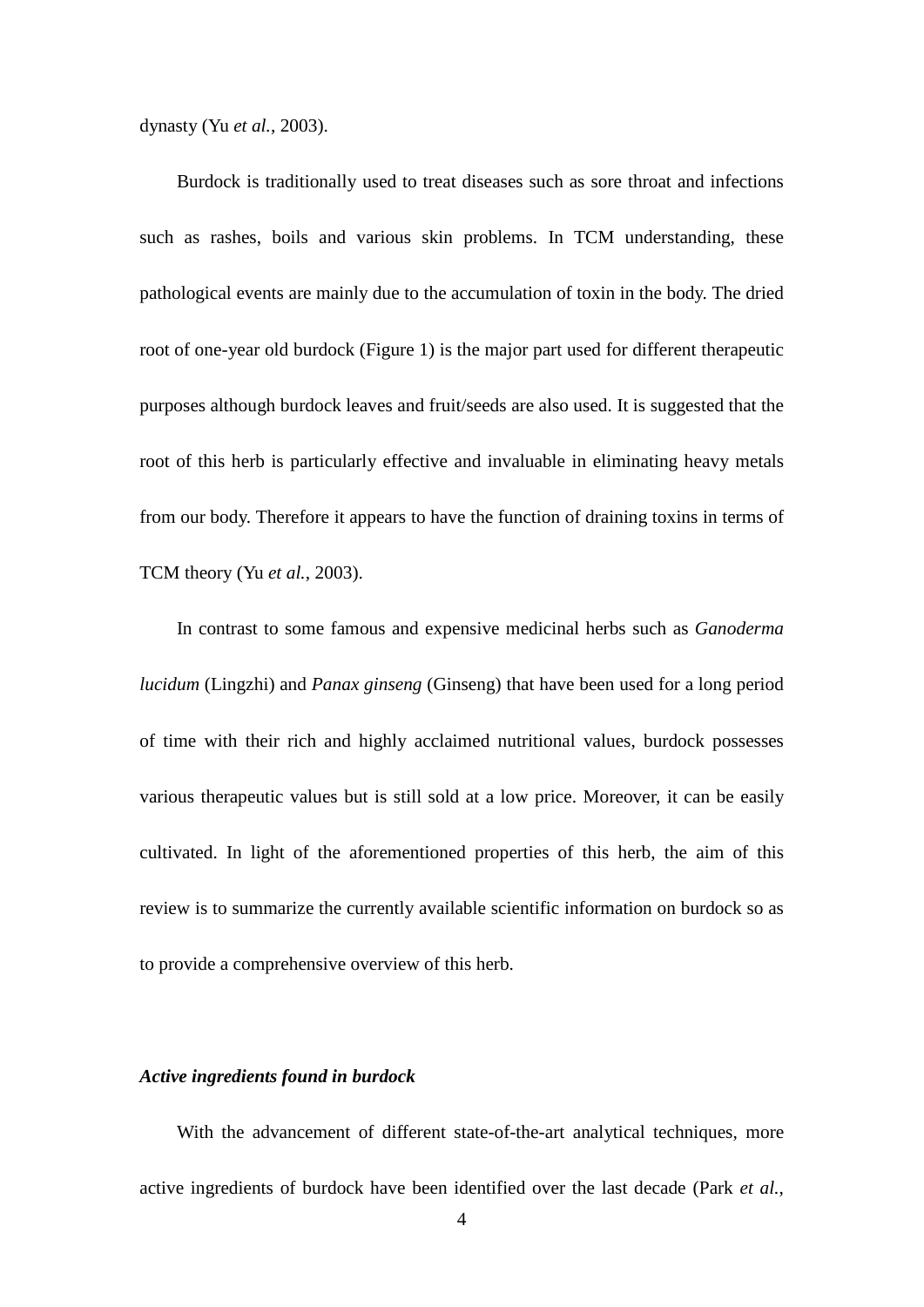dynasty (Yu *et al.*, 2003).

Burdock is traditionally used to treat diseases such as sore throat and infections such as rashes, boils and various skin problems. In TCM understanding, these pathological events are mainly due to the accumulation of toxin in the body. The dried root of one-year old burdock (Figure 1) is the major part used for different therapeutic purposes although burdock leaves and fruit/seeds are also used. It is suggested that the root of this herb is particularly effective and invaluable in eliminating heavy metals from our body. Therefore it appears to have the function of draining toxins in terms of TCM theory (Yu *et al.*, 2003).

In contrast to some famous and expensive medicinal herbs such as *Ganoderma lucidum* (Lingzhi) and *Panax ginseng* (Ginseng) that have been used for a long period of time with their rich and highly acclaimed nutritional values, burdock possesses various therapeutic values but is still sold at a low price. Moreover, it can be easily cultivated. In light of the aforementioned properties of this herb, the aim of this review is to summarize the currently available scientific information on burdock so as to provide a comprehensive overview of this herb.

### *Active ingredients found in burdock*

With the advancement of different state-of-the-art analytical techniques, more active ingredients of burdock have been identified over the last decade (Park *et al.*,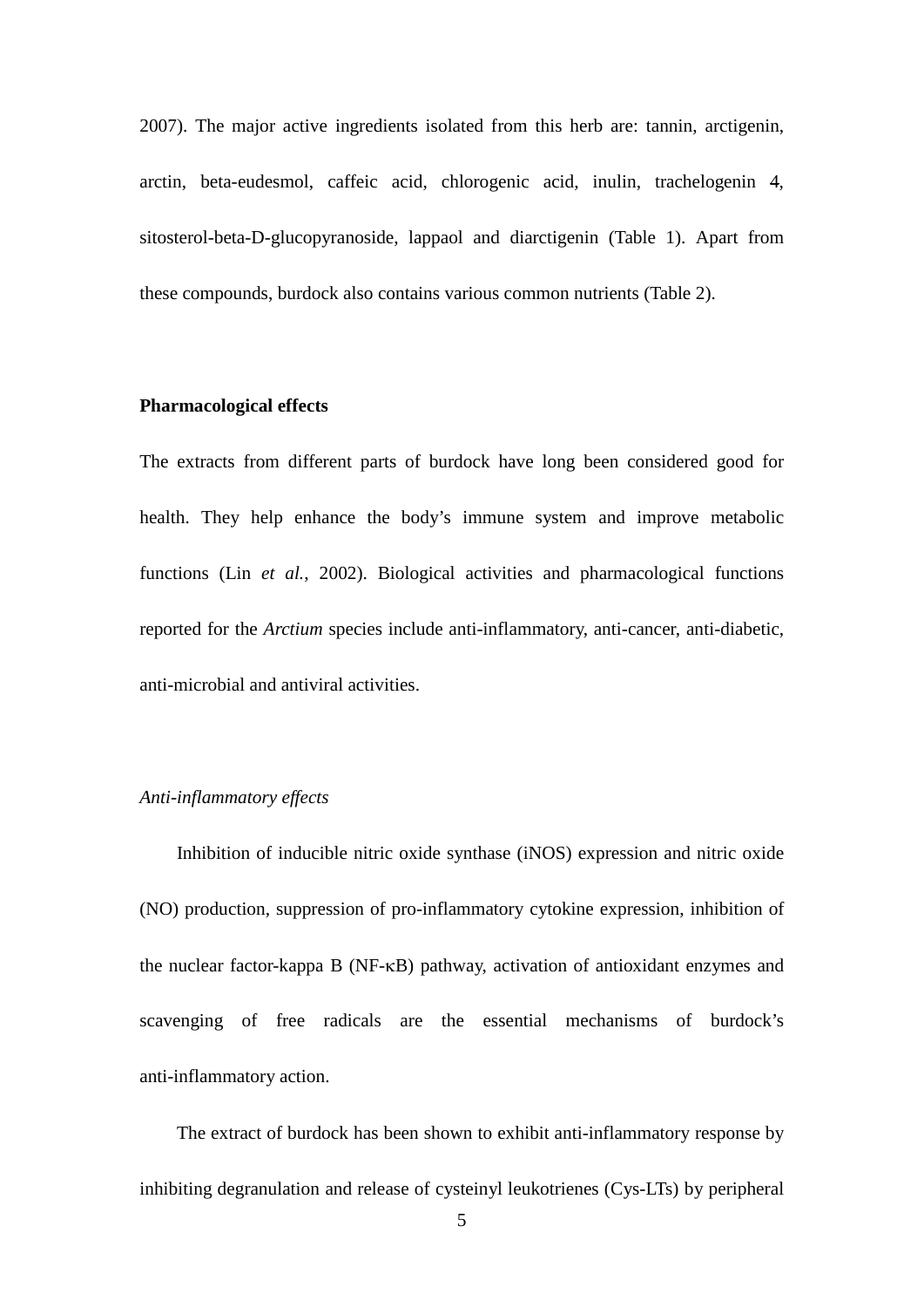2007). The major active ingredients isolated from this herb are: tannin, arctigenin, arctin, beta-eudesmol, caffeic acid, chlorogenic acid, inulin, trachelogenin 4, sitosterol-beta-D-glucopyranoside, lappaol and diarctigenin (Table 1). Apart from these compounds, burdock also contains various common nutrients (Table 2).

**Pharmacological effects**

The extracts from different parts of burdock have long been considered good for health. They help enhance the body's immune system and improve metabolic functions (Lin *et al.*, 2002). Biological activities and pharmacological functions reported for the *Arctium* species include anti-inflammatory, anti-cancer, anti-diabetic, anti-microbial and antiviral activities.

*Anti-inflammatory effects*

Inhibition of inducible nitric oxide synthase (iNOS) expression and nitric oxide (NO) production, suppression of pro-inflammatory cytokine expression, inhibition of the nuclear factor-kappa B (NF-κB) pathway, activation of antioxidant enzymes and scavenging of free radicals are the essential mechanisms of burdock's anti-inflammatory action.

The extract of burdock has been shown to exhibit anti-inflammatory response by inhibiting degranulation and release of cysteinyl leukotrienes (Cys-LTs) by peripheral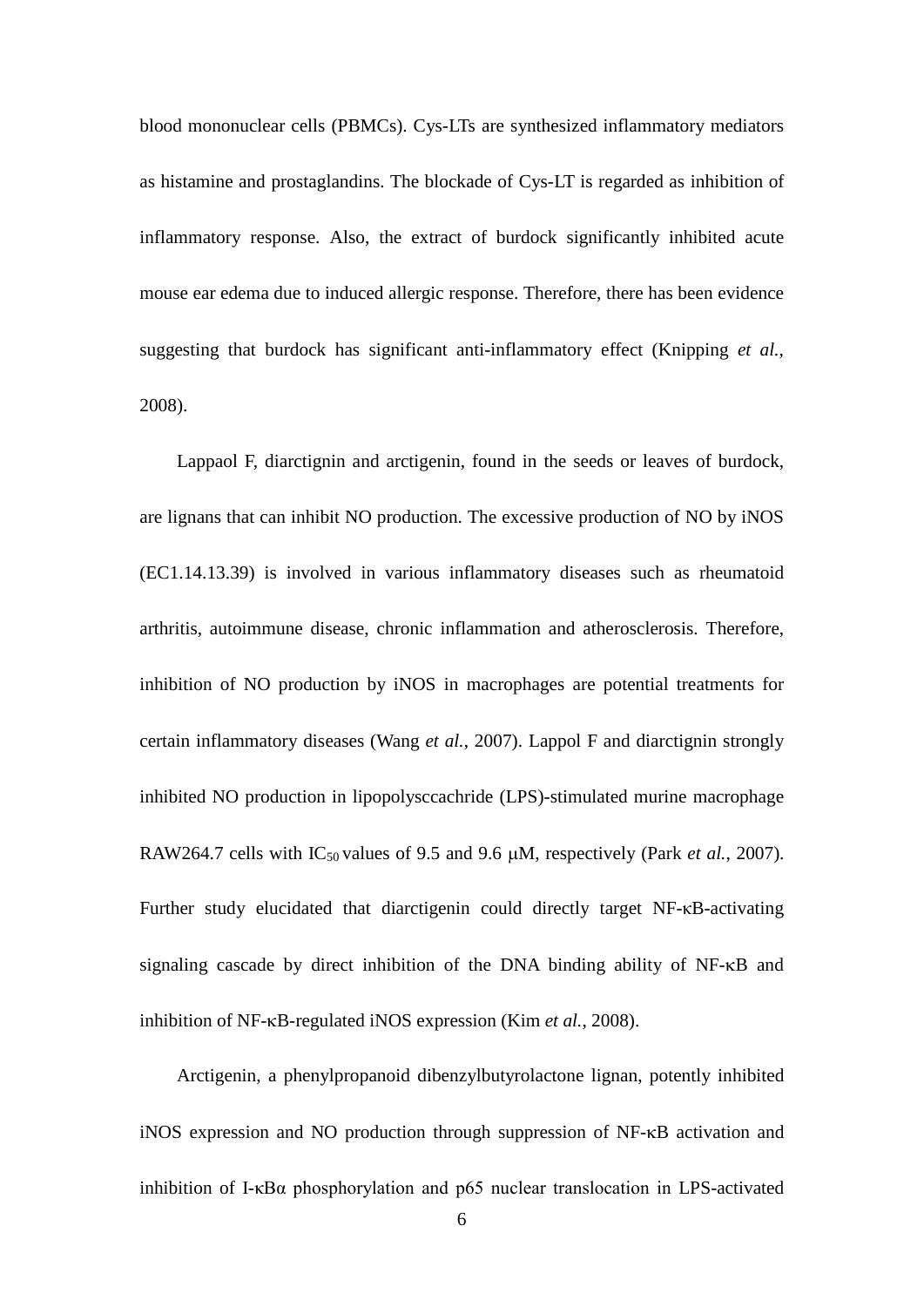blood mononuclear cells (PBMCs). Cys-LTs are synthesized inflammatory mediators as histamine and prostaglandins. The blockade of Cys-LT is regarded as inhibition of inflammatory response. Also, the extract of burdock significantly inhibited acute mouse ear edema due to induced allergic response. Therefore, there has been evidence suggesting that burdock has significant anti-inflammatory effect (Knipping *et al.*, 2008).

Lappaol F, diarctignin and arctigenin, found in the seeds or leaves of burdock, are lignans that can inhibit NO production. The excessive production of NO by iNOS (EC1.14.13.39) is involved in various inflammatory diseases such as rheumatoid arthritis, autoimmune disease, chronic inflammation and atherosclerosis. Therefore, inhibition of NO production by iNOS in macrophages are potential treatments for certain inflammatory diseases (Wang *et al.*, 2007). Lappol F and diarctignin strongly inhibited NO production in lipopolysccachride (LPS)-stimulated murine macrophage RAW264.7 cells with $IC_{50}$ values of 9.5 and 9.6 μM, respectively (Park *et al.*, 2007). Further study elucidated that diarctigenin could directly target NF-κB-activating signaling cascade by direct inhibition of the DNA binding ability of NF-κB and inhibition of NF-κB-regulated iNOS expression (Kim *et al.*, 2008).

Arctigenin, a phenylpropanoid dibenzylbutyrolactone lignan, potently inhibited iNOS expression and NO production through suppression of NF-κB activation and inhibition of I-κBα phosphorylation and p65 nuclear translocation in LPS-activated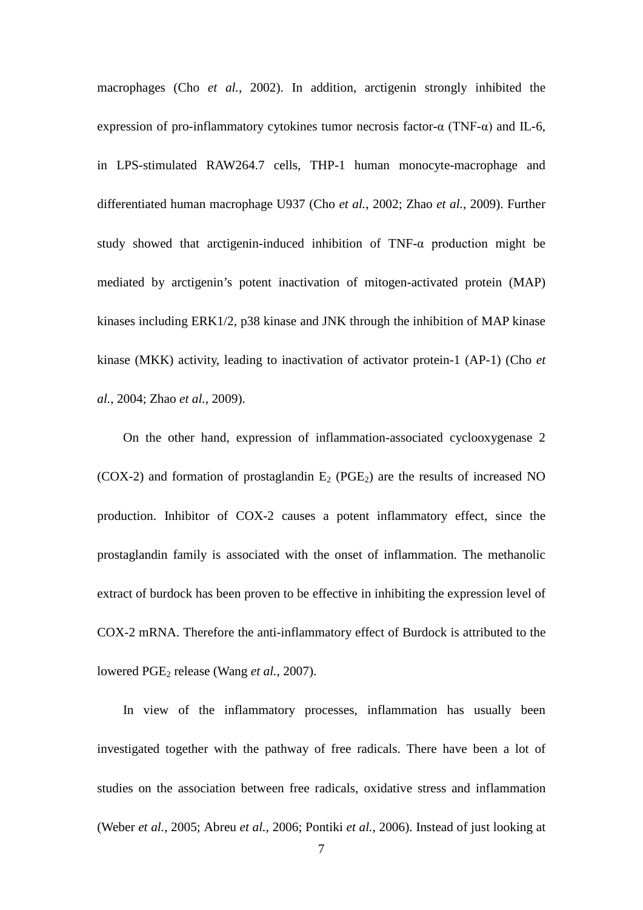macrophages (Cho *et al.*, 2002). In addition, arctigenin strongly inhibited the expression of pro-inflammatory cytokines tumor necrosis factor-α (TNF-α) and IL-6, in LPS-stimulated RAW264.7 cells, THP-1 human monocyte-macrophage and differentiated human macrophage U937 (Cho *et al.*, 2002; Zhao *et al.*, 2009). Further study showed that arctigenin-induced inhibition of TNF-α production might be mediated by arctigenin's potent inactivation of mitogen-activated protein (MAP) kinases including ERK1/2, p38 kinase and JNK through the inhibition of MAP kinase kinase (MKK) activity, leading to inactivation of activator protein-1 (AP-1) (Cho *et al.*, 2004; Zhao *et al.*, 2009).

On the other hand, expression of inflammation-associated cyclooxygenase 2 (COX-2) and formation of prostaglandin $E_2$ ($PGE_2$) are the results of increased NO production. Inhibitor of COX-2 causes a potent inflammatory effect, since the prostaglandin family is associated with the onset of inflammation. The methanolic extract of burdock has been proven to be effective in inhibiting the expression level of COX-2 mRNA. Therefore the anti-inflammatory effect of Burdock is attributed to the lowered $PGE_2$ release (Wang *et al.*, 2007).

In view of the inflammatory processes, inflammation has usually been investigated together with the pathway of free radicals. There have been a lot of studies on the association between free radicals, oxidative stress and inflammation (Weber *et al.*, 2005; Abreu *et al.*, 2006; Pontiki *et al.*, 2006). Instead of just looking at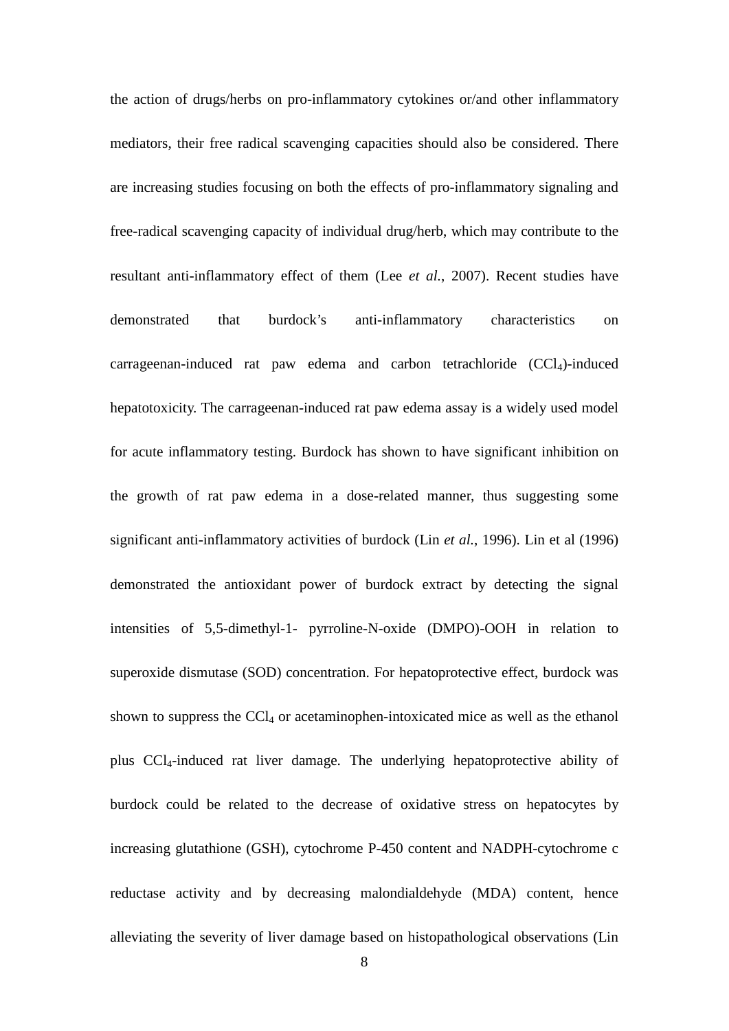the action of drugs/herbs on pro-inflammatory cytokines or/and other inflammatory mediators, their free radical scavenging capacities should also be considered. There are increasing studies focusing on both the effects of pro-inflammatory signaling and free-radical scavenging capacity of individual drug/herb, which may contribute to the resultant anti-inflammatory effect of them (Lee *et al.*, 2007). Recent studies have demonstrated that burdock's anti-inflammatory characteristics on carrageenan-induced rat paw edema and carbon tetrachloride ($CCl_4$)-induced hepatotoxicity. The carrageenan-induced rat paw edema assay is a widely used model for acute inflammatory testing. Burdock has shown to have significant inhibition on the growth of rat paw edema in a dose-related manner, thus suggesting some significant anti-inflammatory activities of burdock (Lin *et al.*, 1996). Lin et al (1996) demonstrated the antioxidant power of burdock extract by detecting the signal intensities of 5,5-dimethyl-1- pyrroline-N-oxide (DMPO)-OOH in relation to superoxide dismutase (SOD) concentration. For hepatoprotective effect, burdock was shown to suppress the $CCl_4$ or acetaminophen-intoxicated mice as well as the ethanol plus $CCl_4$-induced rat liver damage. The underlying hepatoprotective ability of burdock could be related to the decrease of oxidative stress on hepatocytes by increasing glutathione (GSH), cytochrome P-450 content and NADPH-cytochrome c reductase activity and by decreasing malondialdehyde (MDA) content, hence alleviating the severity of liver damage based on histopathological observations (Lin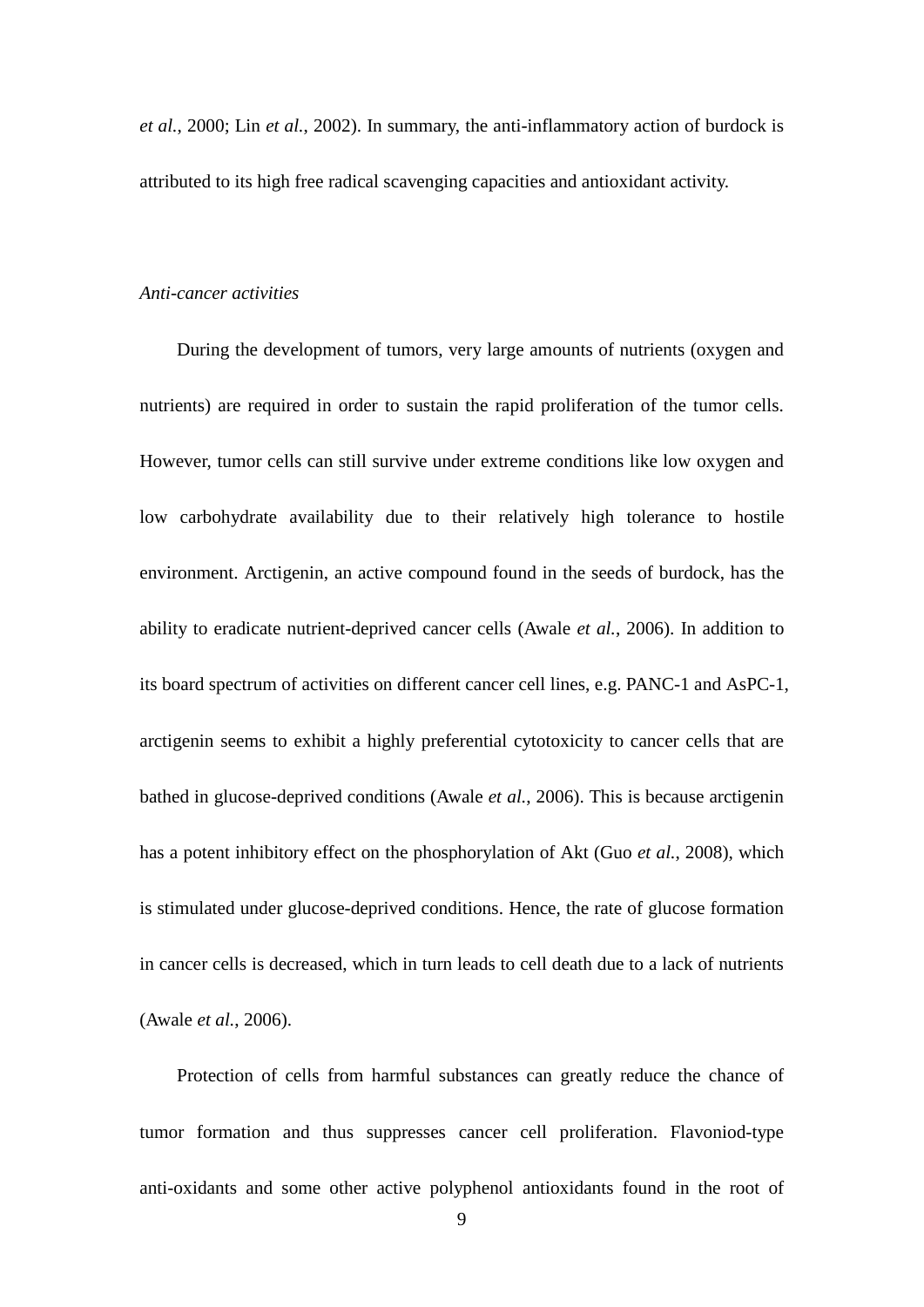*et al.*, 2000; Lin *et al.*, 2002). In summary, the anti-inflammatory action of burdock is attributed to its high free radical scavenging capacities and antioxidant activity.

*Anti-cancer activities*

During the development of tumors, very large amounts of nutrients (oxygen and nutrients) are required in order to sustain the rapid proliferation of the tumor cells. However, tumor cells can still survive under extreme conditions like low oxygen and low carbohydrate availability due to their relatively high tolerance to hostile environment. Arctigenin, an active compound found in the seeds of burdock, has the ability to eradicate nutrient-deprived cancer cells (Awale *et al.*, 2006). In addition to its board spectrum of activities on different cancer cell lines, e.g. PANC-1 and AsPC-1, arctigenin seems to exhibit a highly preferential cytotoxicity to cancer cells that are bathed in glucose-deprived conditions (Awale *et al.*, 2006). This is because arctigenin has a potent inhibitory effect on the phosphorylation of Akt (Guo *et al.*, 2008), which is stimulated under glucose-deprived conditions. Hence, the rate of glucose formation in cancer cells is decreased, which in turn leads to cell death due to a lack of nutrients (Awale *et al.*, 2006).

Protection of cells from harmful substances can greatly reduce the chance of tumor formation and thus suppresses cancer cell proliferation. Flavoniod-type anti-oxidants and some other active polyphenol antioxidants found in the root of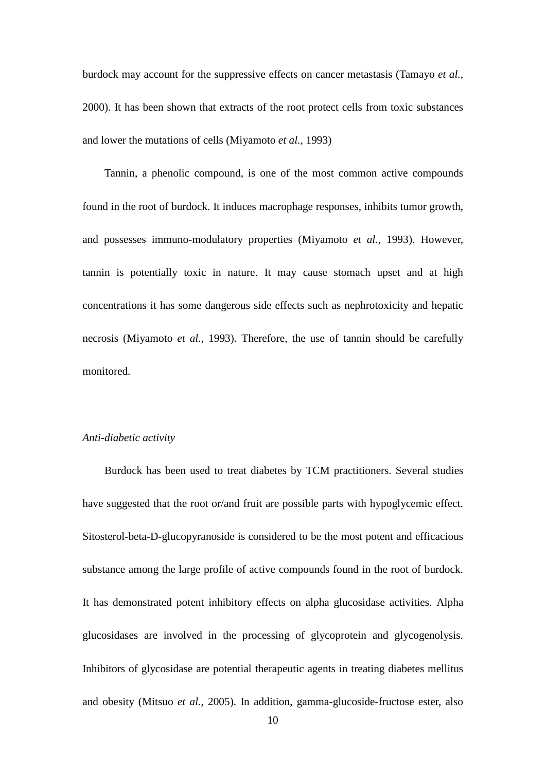burdock may account for the suppressive effects on cancer metastasis (Tamayo *et al.*, 2000). It has been shown that extracts of the root protect cells from toxic substances and lower the mutations of cells (Miyamoto *et al.*, 1993)

Tannin, a phenolic compound, is one of the most common active compounds found in the root of burdock. It induces macrophage responses, inhibits tumor growth, and possesses immuno-modulatory properties (Miyamoto *et al.*, 1993). However, tannin is potentially toxic in nature. It may cause stomach upset and at high concentrations it has some dangerous side effects such as nephrotoxicity and hepatic necrosis (Miyamoto *et al.*, 1993). Therefore, the use of tannin should be carefully monitored.

*Anti-diabetic activity*

Burdock has been used to treat diabetes by TCM practitioners. Several studies have suggested that the root or/and fruit are possible parts with hypoglycemic effect. Sitosterol-beta-D-glucopyranoside is considered to be the most potent and efficacious substance among the large profile of active compounds found in the root of burdock. It has demonstrated potent inhibitory effects on alpha glucosidase activities. Alpha glucosidases are involved in the processing of glycoprotein and glycogenolysis. Inhibitors of glycosidase are potential therapeutic agents in treating diabetes mellitus and obesity (Mitsuo *et al.*, 2005). In addition, gamma-glucoside-fructose ester, also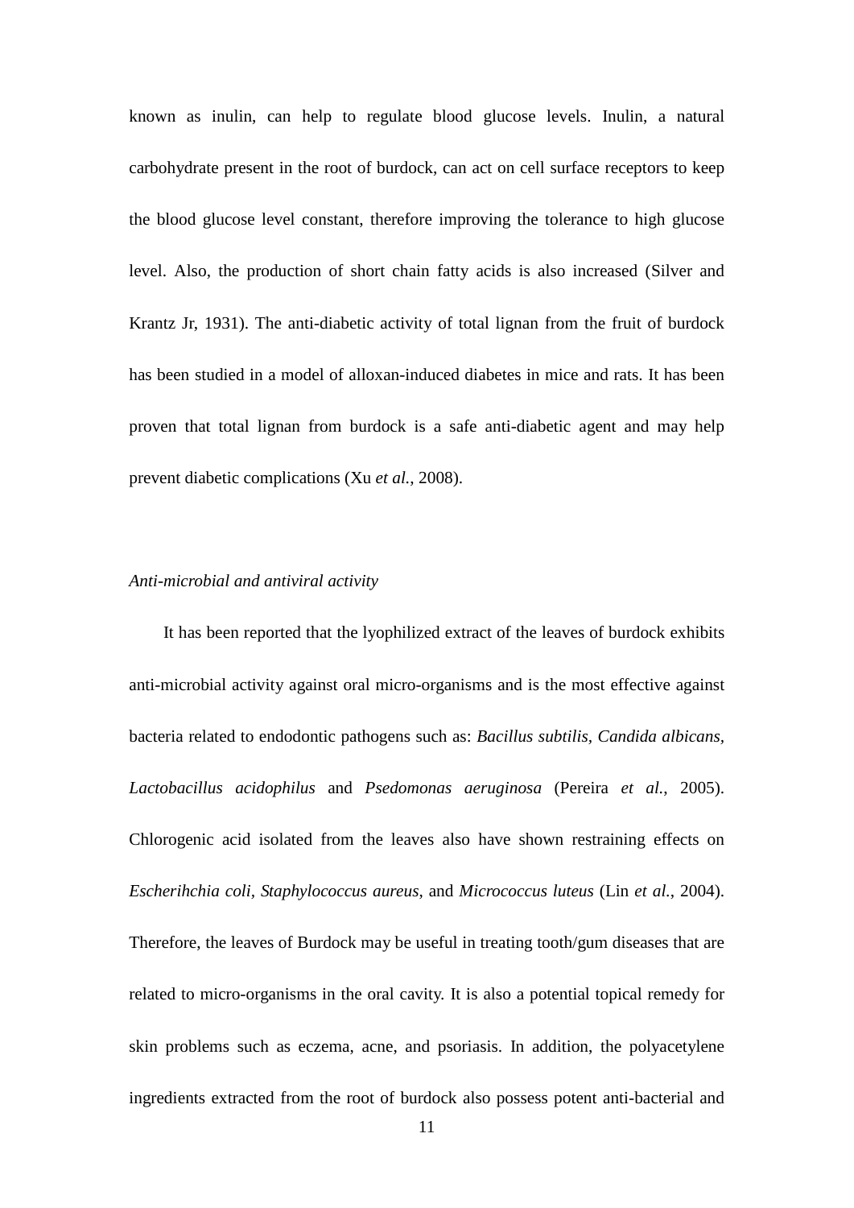known as inulin, can help to regulate blood glucose levels. Inulin, a natural carbohydrate present in the root of burdock, can act on cell surface receptors to keep the blood glucose level constant, therefore improving the tolerance to high glucose level. Also, the production of short chain fatty acids is also increased (Silver and Krantz Jr, 1931). The anti-diabetic activity of total lignan from the fruit of burdock has been studied in a model of alloxan-induced diabetes in mice and rats. It has been proven that total lignan from burdock is a safe anti-diabetic agent and may help prevent diabetic complications (Xu *et al.*, 2008).

*Anti-microbial and antiviral activity*

It has been reported that the lyophilized extract of the leaves of burdock exhibits anti-microbial activity against oral micro-organisms and is the most effective against bacteria related to endodontic pathogens such as: *Bacillus subtilis, Candida albicans, Lactobacillus acidophilus* and *Psedomonas aeruginosa* (Pereira *et al.*, 2005). Chlorogenic acid isolated from the leaves also have shown restraining effects on *Escherihchia coli, Staphylococcus aureus*, and *Micrococcus luteus* (Lin *et al.*, 2004). Therefore, the leaves of Burdock may be useful in treating tooth/gum diseases that are related to micro-organisms in the oral cavity. It is also a potential topical remedy for skin problems such as eczema, acne, and psoriasis. In addition, the polyacetylene ingredients extracted from the root of burdock also possess potent anti-bacterial and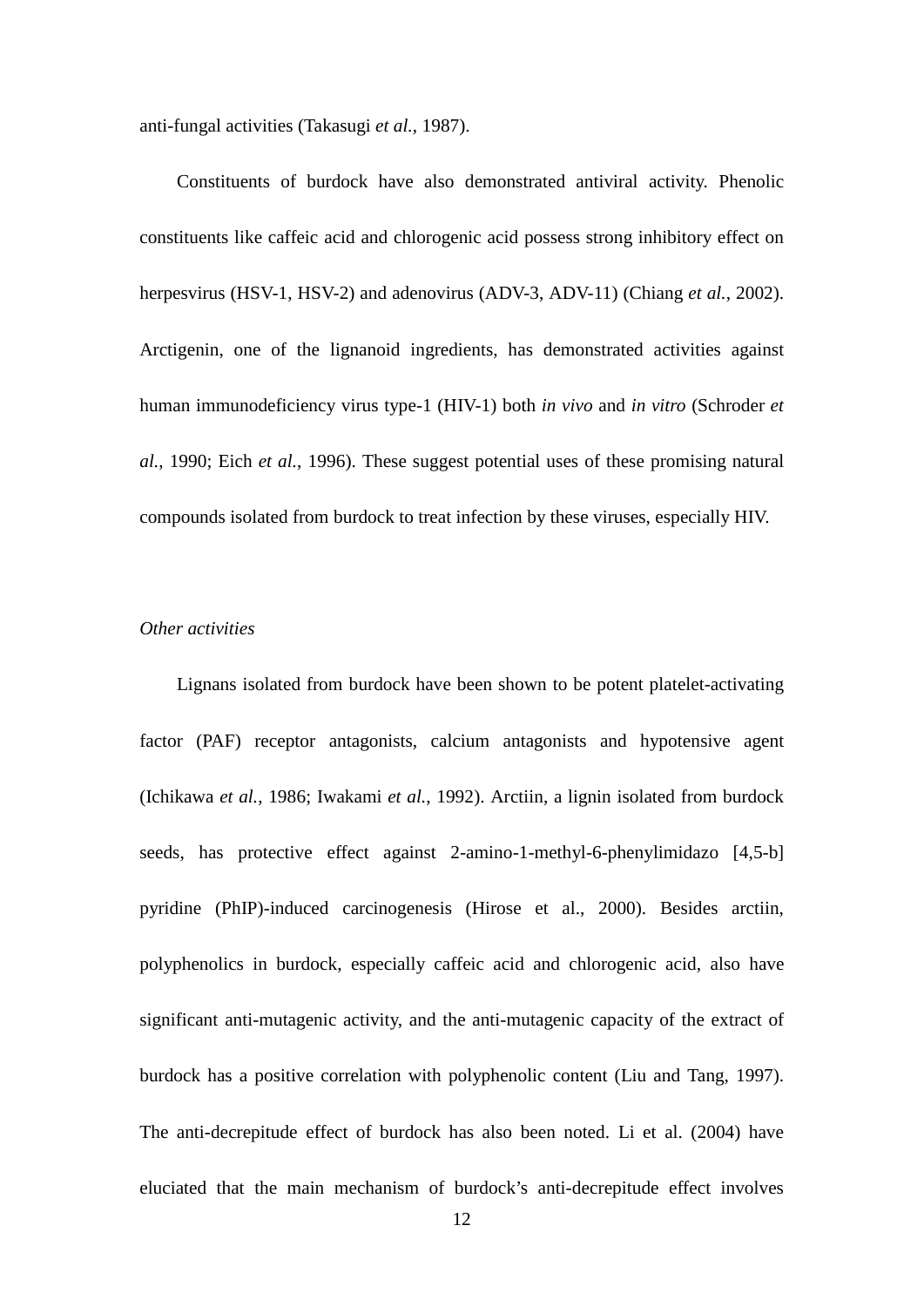anti-fungal activities (Takasugi *et al.*, 1987).

Constituents of burdock have also demonstrated antiviral activity. Phenolic constituents like caffeic acid and chlorogenic acid possess strong inhibitory effect on herpesvirus (HSV-1, HSV-2) and adenovirus (ADV-3, ADV-11) (Chiang *et al.*, 2002). Arctigenin, one of the lignanoid ingredients, has demonstrated activities against human immunodeficiency virus type-1 (HIV-1) both *in vivo* and *in vitro* (Schroder *et al.*, 1990; Eich *et al.*, 1996). These suggest potential uses of these promising natural compounds isolated from burdock to treat infection by these viruses, especially HIV.

*Other activities*

Lignans isolated from burdock have been shown to be potent platelet-activating factor (PAF) receptor antagonists, calcium antagonists and hypotensive agent (Ichikawa *et al.*, 1986; Iwakami *et al.*, 1992). Arctiin, a lignin isolated from burdock seeds, has protective effect against 2-amino-1-methyl-6-phenylimidazo [4,5-b] pyridine (PhIP)-induced carcinogenesis (Hirose et al., 2000). Besides arctiin, polyphenolics in burdock, especially caffeic acid and chlorogenic acid, also have significant anti-mutagenic activity, and the anti-mutagenic capacity of the extract of burdock has a positive correlation with polyphenolic content (Liu and Tang, 1997). The anti-decrepitude effect of burdock has also been noted. Li et al. (2004) have eluciated that the main mechanism of burdock's anti-decrepitude effect involves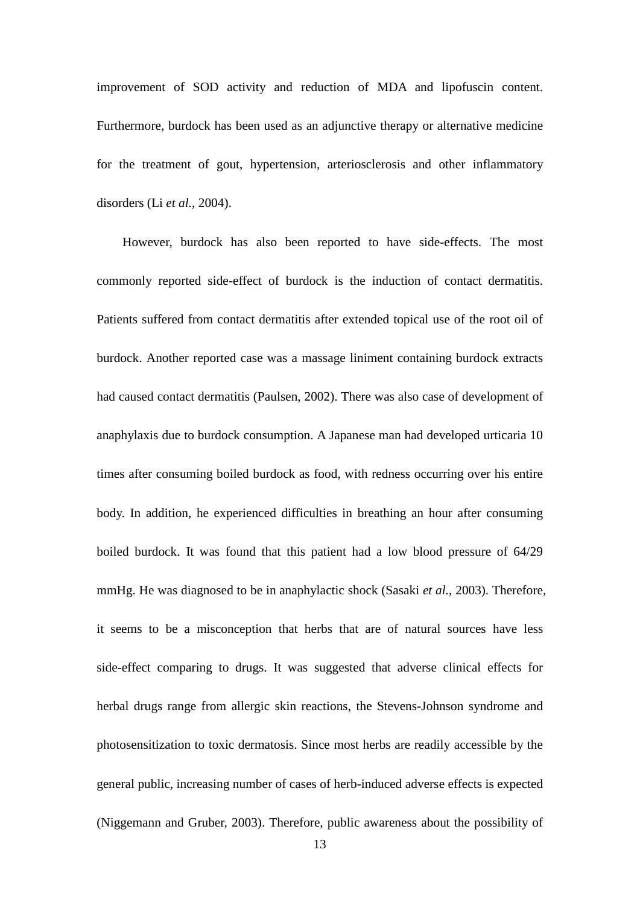improvement of SOD activity and reduction of MDA and lipofuscin content. Furthermore, burdock has been used as an adjunctive therapy or alternative medicine for the treatment of gout, hypertension, arteriosclerosis and other inflammatory disorders (Li *et al.*, 2004).

However, burdock has also been reported to have side-effects. The most commonly reported side-effect of burdock is the induction of contact dermatitis. Patients suffered from contact dermatitis after extended topical use of the root oil of burdock. Another reported case was a massage liniment containing burdock extracts had caused contact dermatitis (Paulsen, 2002). There was also case of development of anaphylaxis due to burdock consumption. A Japanese man had developed urticaria 10 times after consuming boiled burdock as food, with redness occurring over his entire body. In addition, he experienced difficulties in breathing an hour after consuming boiled burdock. It was found that this patient had a low blood pressure of 64/29 mmHg. He was diagnosed to be in anaphylactic shock (Sasaki *et al.*, 2003). Therefore, it seems to be a misconception that herbs that are of natural sources have less side-effect comparing to drugs. It was suggested that adverse clinical effects for herbal drugs range from allergic skin reactions, the Stevens-Johnson syndrome and photosensitization to toxic dermatosis. Since most herbs are readily accessible by the general public, increasing number of cases of herb-induced adverse effects is expected (Niggemann and Gruber, 2003). Therefore, public awareness about the possibility of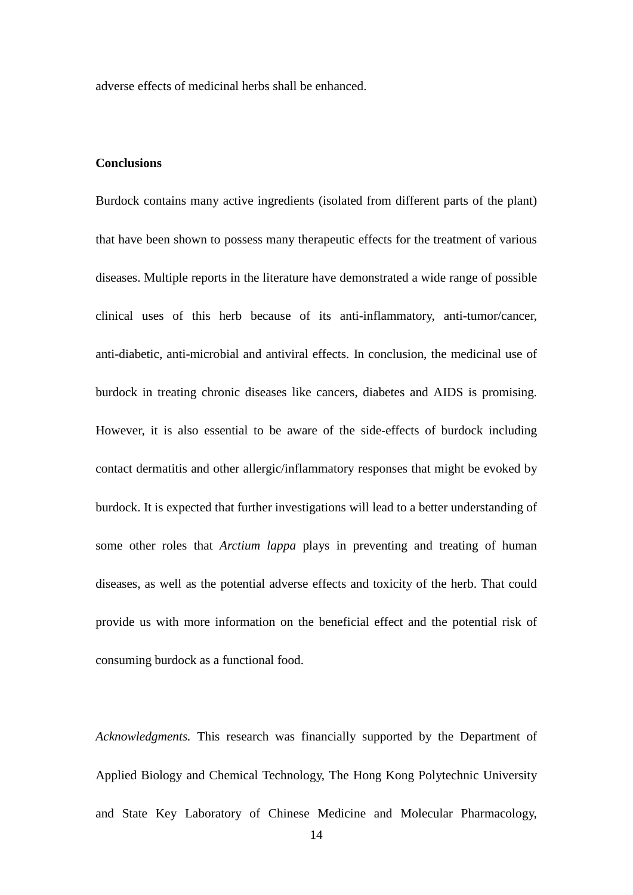adverse effects of medicinal herbs shall be enhanced.

## Conclusions

Burdock contains many active ingredients (isolated from different parts of the plant) that have been shown to possess many therapeutic effects for the treatment of various diseases. Multiple reports in the literature have demonstrated a wide range of possible clinical uses of this herb because of its anti-inflammatory, anti-tumor/cancer, anti-diabetic, anti-microbial and antiviral effects. In conclusion, the medicinal use of burdock in treating chronic diseases like cancers, diabetes and AIDS is promising. However, it is also essential to be aware of the side-effects of burdock including contact dermatitis and other allergic/inflammatory responses that might be evoked by burdock. It is expected that further investigations will lead to a better understanding of some other roles that *Arctium lappa* plays in preventing and treating of human diseases, as well as the potential adverse effects and toxicity of the herb. That could provide us with more information on the beneficial effect and the potential risk of consuming burdock as a functional food.

*Acknowledgments.* This research was financially supported by the Department of Applied Biology and Chemical Technology, The Hong Kong Polytechnic University and State Key Laboratory of Chinese Medicine and Molecular Pharmacology,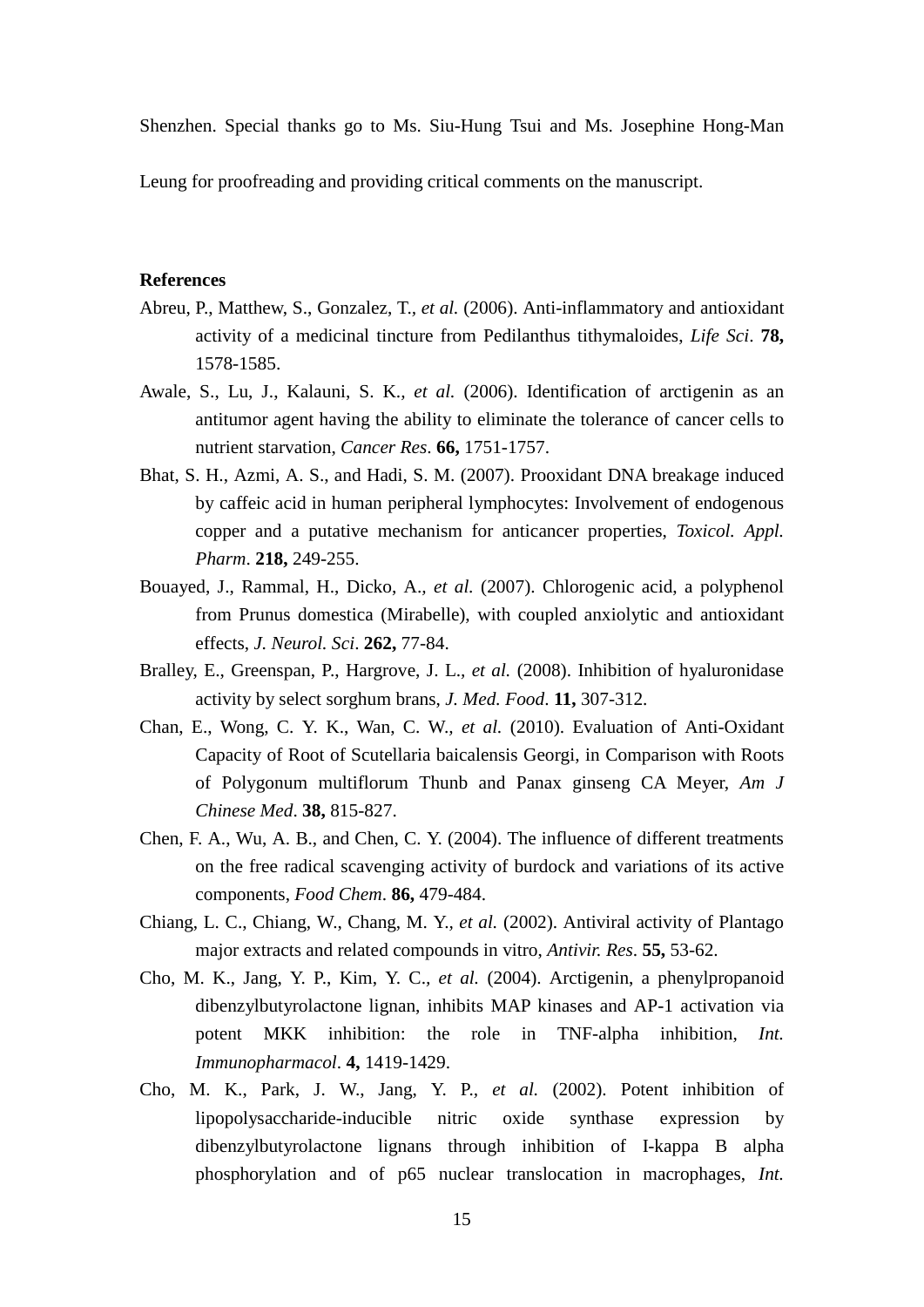Shenzhen. Special thanks go to Ms. Siu-Hung Tsui and Ms. Josephine Hong-Man Leung for proofreading and providing critical comments on the manuscript.

**References**

Abreu, P., Matthew, S., Gonzalez, T., *et al.* (2006). Anti-inflammatory and antioxidant activity of a medicinal tincture from Pedilanthus tithymaloides, *Life Sci*. **78,** 1578-1585.

Awale, S., Lu, J., Kalauni, S. K., *et al.* (2006). Identification of arctigenin as an antitumor agent having the ability to eliminate the tolerance of cancer cells to nutrient starvation, *Cancer Res*. **66,** 1751-1757.

Bhat, S. H., Azmi, A. S., and Hadi, S. M. (2007). Prooxidant DNA breakage induced by caffeic acid in human peripheral lymphocytes: Involvement of endogenous copper and a putative mechanism for anticancer properties, *Toxicol. Appl. Pharm*. **218,** 249-255.

Bouayed, J., Rammal, H., Dicko, A., *et al.* (2007). Chlorogenic acid, a polyphenol from Prunus domestica (Mirabelle), with coupled anxiolytic and antioxidant effects, *J. Neurol. Sci*. **262,** 77-84.

Bralley, E., Greenspan, P., Hargrove, J. L., *et al.* (2008). Inhibition of hyaluronidase activity by select sorghum brans, *J. Med. Food*. **11,** 307-312.

Chan, E., Wong, C. Y. K., Wan, C. W., *et al.* (2010). Evaluation of Anti-Oxidant Capacity of Root of Scutellaria baicalensis Georgi, in Comparison with Roots of Polygonum multiflorum Thunb and Panax ginseng CA Meyer, *Am J Chinese Med*. **38,** 815-827.

Chen, F. A., Wu, A. B., and Chen, C. Y. (2004). The influence of different treatments on the free radical scavenging activity of burdock and variations of its active components, *Food Chem*. **86,** 479-484.

Chiang, L. C., Chiang, W., Chang, M. Y., *et al.* (2002). Antiviral activity of Plantago major extracts and related compounds in vitro, *Antivir. Res*. **55,** 53-62.

Cho, M. K., Jang, Y. P., Kim, Y. C., *et al.* (2004). Arctigenin, a phenylpropanoid dibenzylbutyrolactone lignan, inhibits MAP kinases and AP-1 activation via potent MKK inhibition: the role in TNF-alpha inhibition, *Int. Immunopharmacol*. **4,** 1419-1429.

Cho, M. K., Park, J. W., Jang, Y. P., *et al.* (2002). Potent inhibition of lipopolysaccharide-inducible nitric oxide synthase expression by dibenzylbutyrolactone lignans through inhibition of I-kappa B alpha phosphorylation and of p65 nuclear translocation in macrophages, *Int.*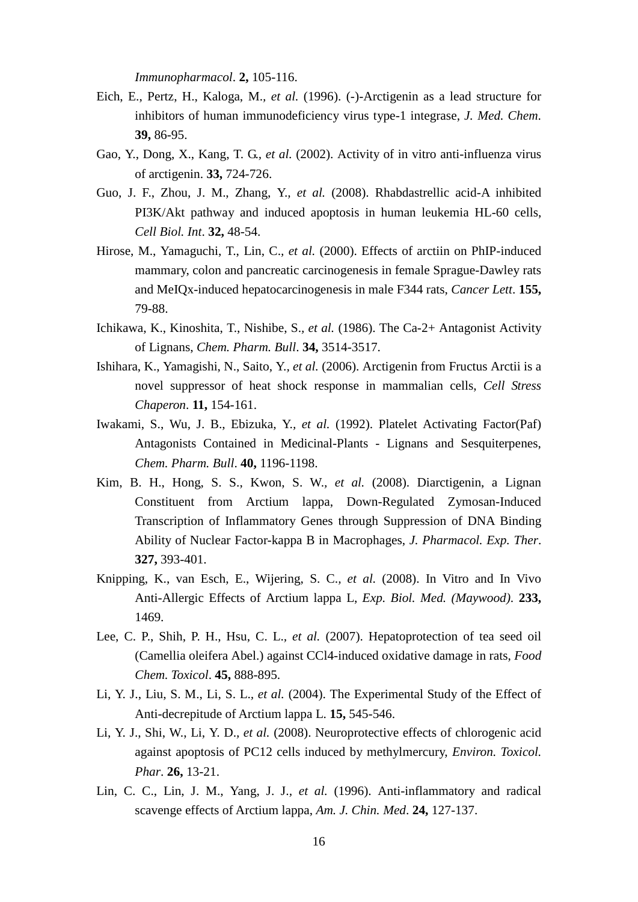*Immunopharmacol*. **2,** 105-116.

Eich, E., Pertz, H., Kaloga, M., *et al.* (1996). (-)-Arctigenin as a lead structure for inhibitors of human immunodeficiency virus type-1 integrase, *J. Med. Chem*. **39,** 86-95.

Gao, Y., Dong, X., Kang, T. G., *et al.* (2002). Activity of in vitro anti-influenza virus of arctigenin. **33,** 724-726.

Guo, J. F., Zhou, J. M., Zhang, Y., *et al.* (2008). Rhabdastrellic acid-A inhibited PI3K/Akt pathway and induced apoptosis in human leukemia HL-60 cells, *Cell Biol. Int*. **32,** 48-54.

Hirose, M., Yamaguchi, T., Lin, C., *et al.* (2000). Effects of arctiin on PhIP-induced mammary, colon and pancreatic carcinogenesis in female Sprague-Dawley rats and MeIQx-induced hepatocarcinogenesis in male F344 rats, *Cancer Lett*. **155,** 79-88.

Ichikawa, K., Kinoshita, T., Nishibe, S., *et al.* (1986). The Ca-2+ Antagonist Activity of Lignans, *Chem. Pharm. Bull*. **34,** 3514-3517.

Ishihara, K., Yamagishi, N., Saito, Y., *et al.* (2006). Arctigenin from Fructus Arctii is a novel suppressor of heat shock response in mammalian cells, *Cell Stress Chaperon*. **11,** 154-161.

Iwakami, S., Wu, J. B., Ebizuka, Y., *et al.* (1992). Platelet Activating Factor(Paf) Antagonists Contained in Medicinal-Plants - Lignans and Sesquiterpenes, *Chem. Pharm. Bull*. **40,** 1196-1198.

Kim, B. H., Hong, S. S., Kwon, S. W., *et al.* (2008). Diarctigenin, a Lignan Constituent from Arctium lappa, Down-Regulated Zymosan-Induced Transcription of Inflammatory Genes through Suppression of DNA Binding Ability of Nuclear Factor-kappa B in Macrophages, *J. Pharmacol. Exp. Ther*. **327,** 393-401.

Knipping, K., van Esch, E., Wijering, S. C., *et al.* (2008). In Vitro and In Vivo Anti-Allergic Effects of Arctium lappa L, *Exp. Biol. Med. (Maywood)*. **233,** 1469.

Lee, C. P., Shih, P. H., Hsu, C. L., *et al.* (2007). Hepatoprotection of tea seed oil (Camellia oleifera Abel.) against CCl4-induced oxidative damage in rats, *Food Chem. Toxicol*. **45,** 888-895.

Li, Y. J., Liu, S. M., Li, S. L., *et al.* (2004). The Experimental Study of the Effect of Anti-decrepitude of Arctium lappa L. **15,** 545-546.

Li, Y. J., Shi, W., Li, Y. D., *et al.* (2008). Neuroprotective effects of chlorogenic acid against apoptosis of PC12 cells induced by methylmercury, *Environ. Toxicol. Phar*. **26,** 13-21.

Lin, C. C., Lin, J. M., Yang, J. J., *et al.* (1996). Anti-inflammatory and radical scavenge effects of Arctium lappa, *Am. J. Chin. Med*. **24,** 127-137.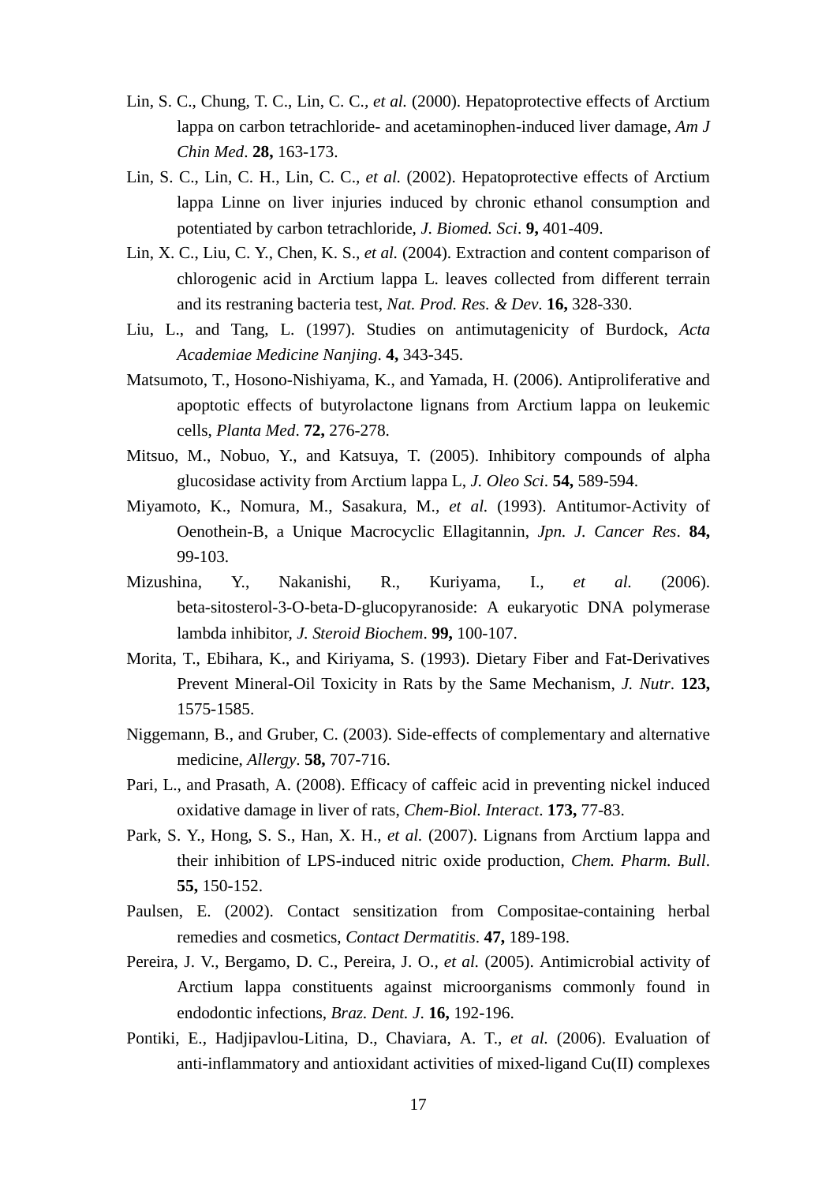Lin, S. C., Chung, T. C., Lin, C. C., *et al.* (2000). Hepatoprotective effects of Arctium lappa on carbon tetrachloride- and acetaminophen-induced liver damage, *Am J Chin Med*. **28,** 163-173.

Lin, S. C., Lin, C. H., Lin, C. C., *et al.* (2002). Hepatoprotective effects of Arctium lappa Linne on liver injuries induced by chronic ethanol consumption and potentiated by carbon tetrachloride, *J. Biomed. Sci*. **9,** 401-409.

Lin, X. C., Liu, C. Y., Chen, K. S., *et al.* (2004). Extraction and content comparison of chlorogenic acid in Arctium lappa L. leaves collected from different terrain and its restraning bacteria test, *Nat. Prod. Res. & Dev*. **16,** 328-330.

Liu, L., and Tang, L. (1997). Studies on antimutagenicity of Burdock, *Acta Academiae Medicine Nanjing*. **4,** 343-345.

Matsumoto, T., Hosono-Nishiyama, K., and Yamada, H. (2006). Antiproliferative and apoptotic effects of butyrolactone lignans from Arctium lappa on leukemic cells, *Planta Med*. **72,** 276-278.

Mitsuo, M., Nobuo, Y., and Katsuya, T. (2005). Inhibitory compounds of alpha glucosidase activity from Arctium lappa L, *J. Oleo Sci*. **54,** 589-594.

Miyamoto, K., Nomura, M., Sasakura, M., *et al.* (1993). Antitumor-Activity of Oenothein-B, a Unique Macrocyclic Ellagitannin, *Jpn. J. Cancer Res*. **84,** 99-103.

Mizushina, Y., Nakanishi, R., Kuriyama, I., *et al.* (2006). beta-sitosterol-3-O-beta-D-glucopyranoside: A eukaryotic DNA polymerase lambda inhibitor, *J. Steroid Biochem*. **99,** 100-107.

Morita, T., Ebihara, K., and Kiriyama, S. (1993). Dietary Fiber and Fat-Derivatives Prevent Mineral-Oil Toxicity in Rats by the Same Mechanism, *J. Nutr*. **123,** 1575-1585.

Niggemann, B., and Gruber, C. (2003). Side-effects of complementary and alternative medicine, *Allergy*. **58,** 707-716.

Pari, L., and Prasath, A. (2008). Efficacy of caffeic acid in preventing nickel induced oxidative damage in liver of rats, *Chem-Biol. Interact*. **173,** 77-83.

Park, S. Y., Hong, S. S., Han, X. H., *et al.* (2007). Lignans from Arctium lappa and their inhibition of LPS-induced nitric oxide production, *Chem. Pharm. Bull*. **55,** 150-152.

Paulsen, E. (2002). Contact sensitization from Compositae-containing herbal remedies and cosmetics, *Contact Dermatitis*. **47,** 189-198.

Pereira, J. V., Bergamo, D. C., Pereira, J. O., *et al.* (2005). Antimicrobial activity of Arctium lappa constituents against microorganisms commonly found in endodontic infections, *Braz. Dent. J*. **16,** 192-196.

Pontiki, E., Hadjipavlou-Litina, D., Chaviara, A. T., *et al.* (2006). Evaluation of anti-inflammatory and antioxidant activities of mixed-ligand Cu(II) complexes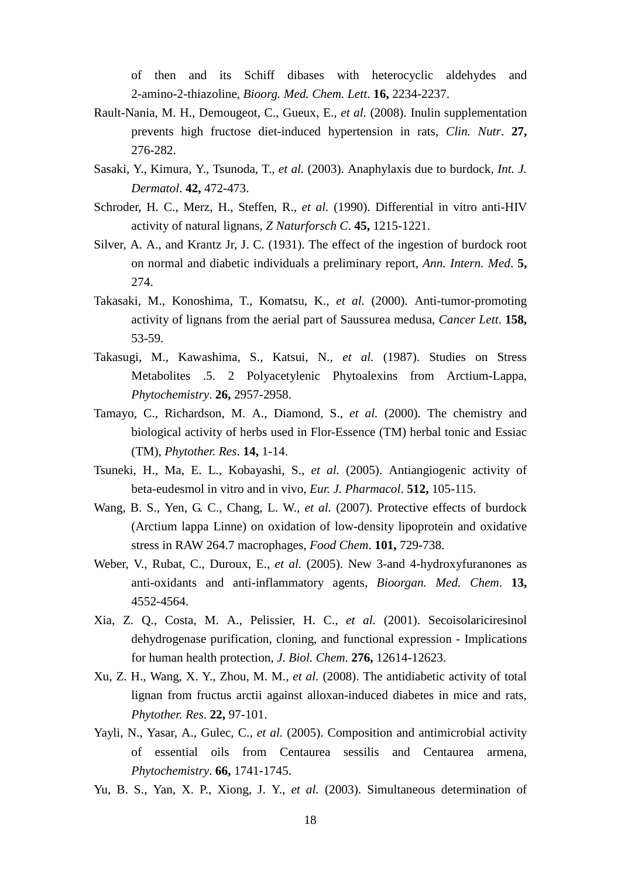of then and its Schiff dibases with heterocyclic aldehydes and 2-amino-2-thiazoline, *Bioorg. Med. Chem. Lett*. **16,** 2234-2237.

Rault-Nania, M. H., Demougeot, C., Gueux, E., *et al.* (2008). Inulin supplementation prevents high fructose diet-induced hypertension in rats, *Clin. Nutr*. **27,** 276-282.

Sasaki, Y., Kimura, Y., Tsunoda, T., *et al.* (2003). Anaphylaxis due to burdock, *Int. J. Dermatol*. **42,** 472-473.

Schroder, H. C., Merz, H., Steffen, R., *et al.* (1990). Differential in vitro anti-HIV activity of natural lignans, *Z Naturforsch C*. **45,** 1215-1221.

Silver, A. A., and Krantz Jr, J. C. (1931). The effect of the ingestion of burdock root on normal and diabetic individuals a preliminary report, *Ann. Intern. Med*. **5,** 274.

Takasaki, M., Konoshima, T., Komatsu, K., *et al.* (2000). Anti-tumor-promoting activity of lignans from the aerial part of Saussurea medusa, *Cancer Lett*. **158,** 53-59.

Takasugi, M., Kawashima, S., Katsui, N., *et al.* (1987). Studies on Stress Metabolites .5. 2 Polyacetylenic Phytoalexins from Arctium-Lappa, *Phytochemistry*. **26,** 2957-2958.

Tamayo, C., Richardson, M. A., Diamond, S., *et al.* (2000). The chemistry and biological activity of herbs used in Flor-Essence (TM) herbal tonic and Essiac (TM), *Phytother. Res*. **14,** 1-14.

Tsuneki, H., Ma, E. L., Kobayashi, S., *et al.* (2005). Antiangiogenic activity of beta-eudesmol in vitro and in vivo, *Eur. J. Pharmacol*. **512,** 105-115.

Wang, B. S., Yen, G. C., Chang, L. W., *et al.* (2007). Protective effects of burdock (Arctium lappa Linne) on oxidation of low-density lipoprotein and oxidative stress in RAW 264.7 macrophages, *Food Chem*. **101,** 729-738.

Weber, V., Rubat, C., Duroux, E., *et al.* (2005). New 3-and 4-hydroxyfuranones as anti-oxidants and anti-inflammatory agents, *Bioorgan. Med. Chem*. **13,** 4552-4564.

Xia, Z. Q., Costa, M. A., Pelissier, H. C., *et al.* (2001). Secoisolariciresinol dehydrogenase purification, cloning, and functional expression - Implications for human health protection, *J. Biol. Chem*. **276,** 12614-12623.

Xu, Z. H., Wang, X. Y., Zhou, M. M., *et al.* (2008). The antidiabetic activity of total lignan from fructus arctii against alloxan-induced diabetes in mice and rats, *Phytother. Res*. **22,** 97-101.

Yayli, N., Yasar, A., Gulec, C., *et al.* (2005). Composition and antimicrobial activity of essential oils from Centaurea sessilis and Centaurea armena, *Phytochemistry*. **66,** 1741-1745.

Yu, B. S., Yan, X. P., Xiong, J. Y., *et al.* (2003). Simultaneous determination of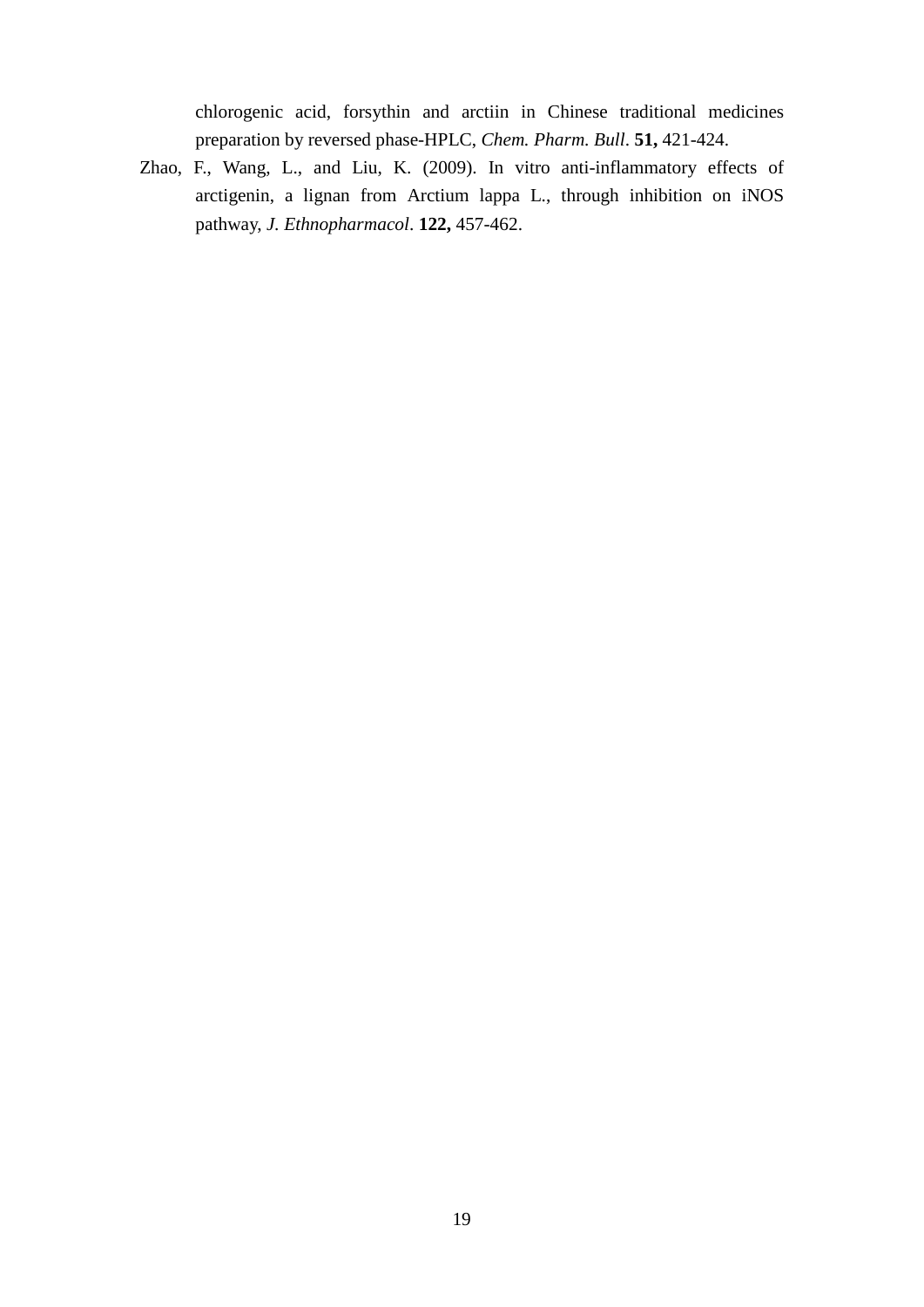chlorogenic acid, forsythin and arctiin in Chinese traditional medicines preparation by reversed phase-HPLC, *Chem. Pharm. Bull*. **51,** 421-424.

Zhao, F., Wang, L., and Liu, K. (2009). In vitro anti-inflammatory effects of arctigenin, a lignan from Arctium lappa L., through inhibition on iNOS pathway, *J. Ethnopharmacol*. **122,** 457-462.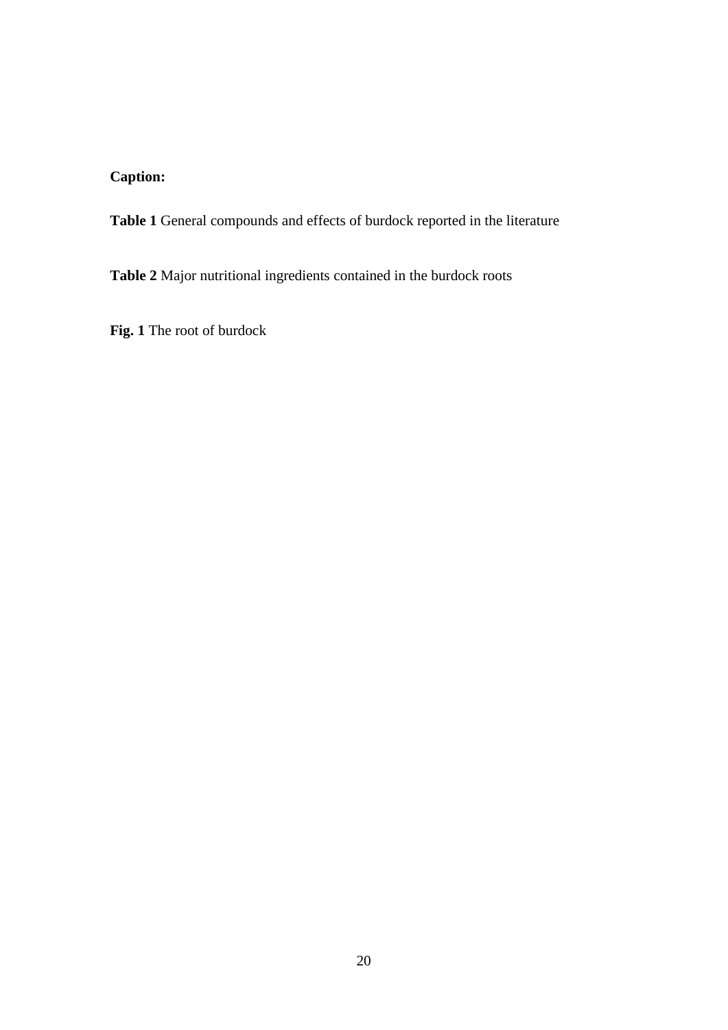**Caption:**

**Table 1** General compounds and effects of burdock reported in the literature

**Table 2** Major nutritional ingredients contained in the burdock roots

**Fig. 1** The root of burdock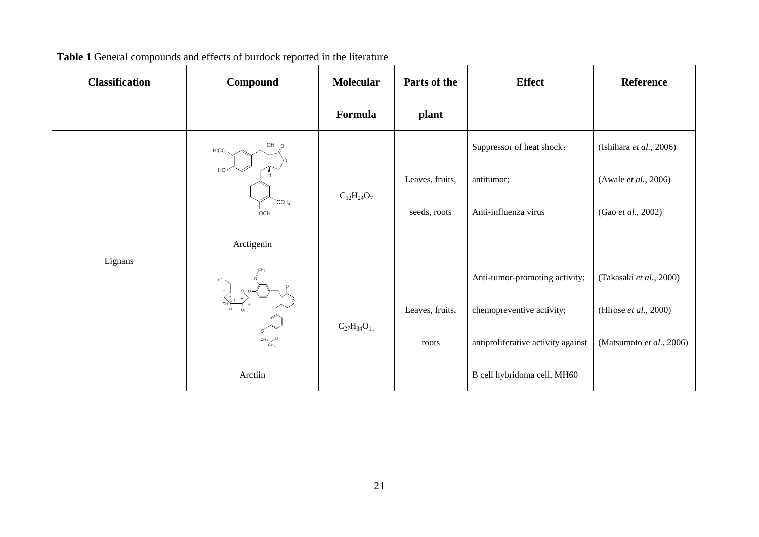**Table 1** General compounds and effects of burdock reported in the literature

| Classification | Compound | Molecular Formula | Parts of the plant | Effect | Reference |
| --- | --- | --- | --- | --- | --- |
| Lignans | Arctigenin | $C_{12}H_{24}O_7$ | Leaves, fruits, seeds, roots | Suppressor of heat shock; antitumor; Anti-influenza virus | (Ishihara *et al.*, 2006) (Awale *et al.*, 2006) (Gao *et al.*, 2002) |
| | Arctiin | $C_{27}H_{34}O_{11}$ | Leaves, fruits, roots | Anti-tumor-promoting activity; chemopreventive activity; antiproliferative activity against B cell hybridoma cell, MH60 | (Takasaki *et al.*, 2000) (Hirose *et al.*, 2000) (Matsumoto *et al.*, 2006) |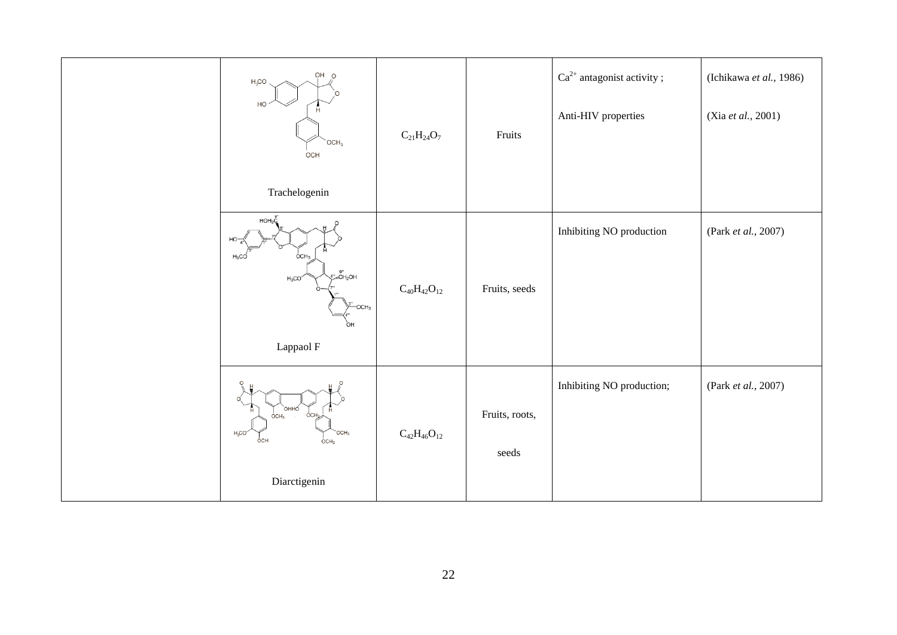| | | | | | |
|---|---|---|---|---|---|
| | Trachelogenin | $C_{21}H_{24}O_7$ | Fruits | $Ca^{2+}$ antagonist activity ;<br><br>Anti-HIV properties | (Ichikawa *et al.*, 1986)<br><br>(Xia *et al.*, 2001) |
| | Lappaol F | $C_{40}H_{42}O_{12}$ | Fruits, seeds | Inhibiting NO production | (Park *et al.*, 2007) |
| | Diarctigenin | $C_{42}H_{46}O_{12}$ | Fruits, roots, seeds | Inhibiting NO production; | (Park *et al.*, 2007) |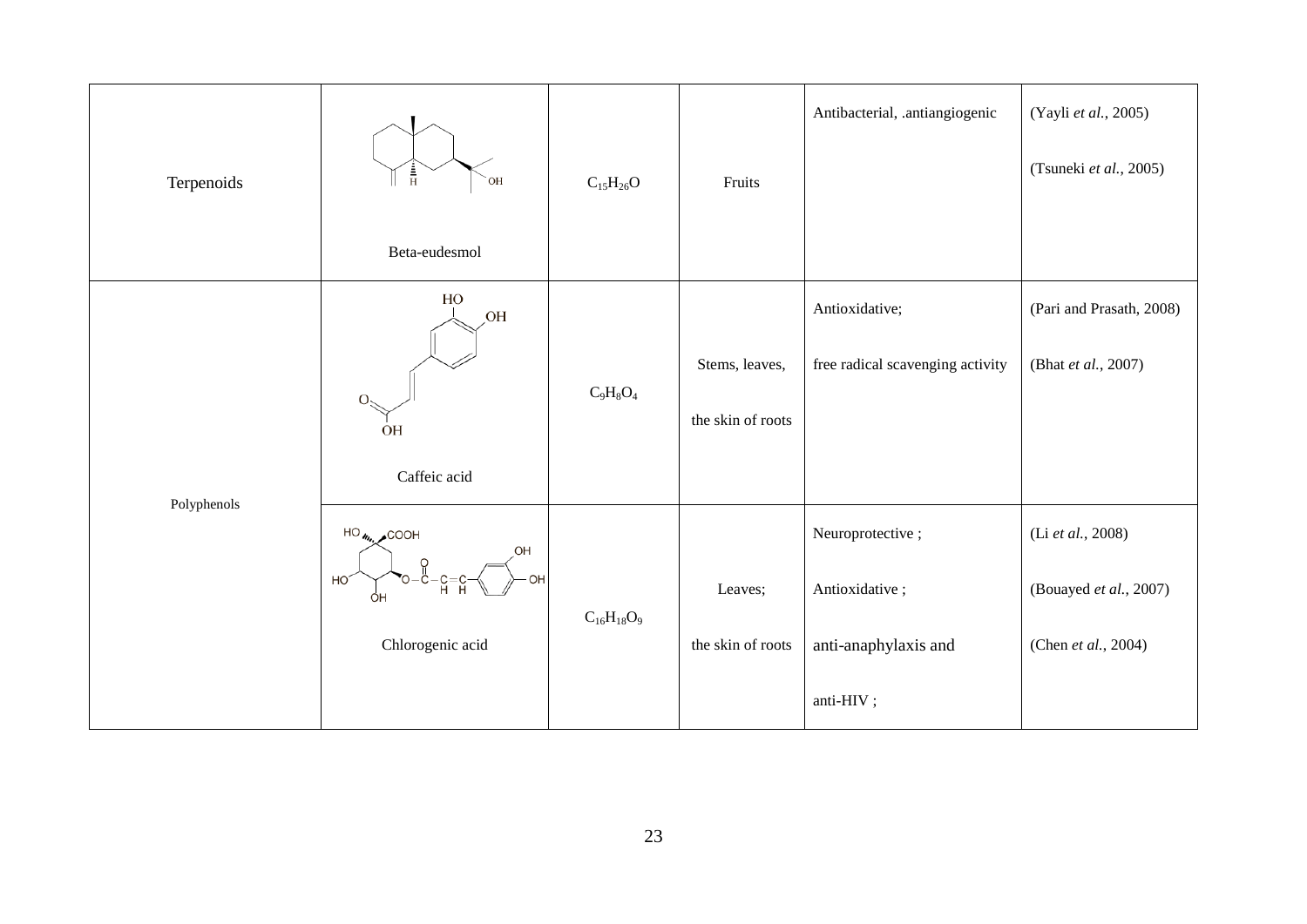| | | | | | |
|---|---|---|---|---|---|
| Terpenoids | Beta-eudesmol | $C_{15}H_{26}O$ | Fruits | Antibacterial, .antiangiogenic | (Yayli *et al.*, 2005)<br>(Tsuneki *et al.*, 2005) |
| Polyphenols | Caffeic acid | $C_9H_8O_4$ | Stems, leaves,<br>the skin of roots | Antioxidative;<br>free radical scavenging activity | (Pari and Prasath, 2008)<br>(Bhat *et al.*, 2007) |
| | Chlorogenic acid | $C_{16}H_{18}O_9$ | Leaves;<br>the skin of roots | Neuroprotective ;<br>Antioxidative ;<br>anti-anaphylaxis and<br>anti-HIV ; | (Li *et al.*, 2008)<br>(Bouayed *et al.*, 2007)<br>(Chen *et al.*, 2004) |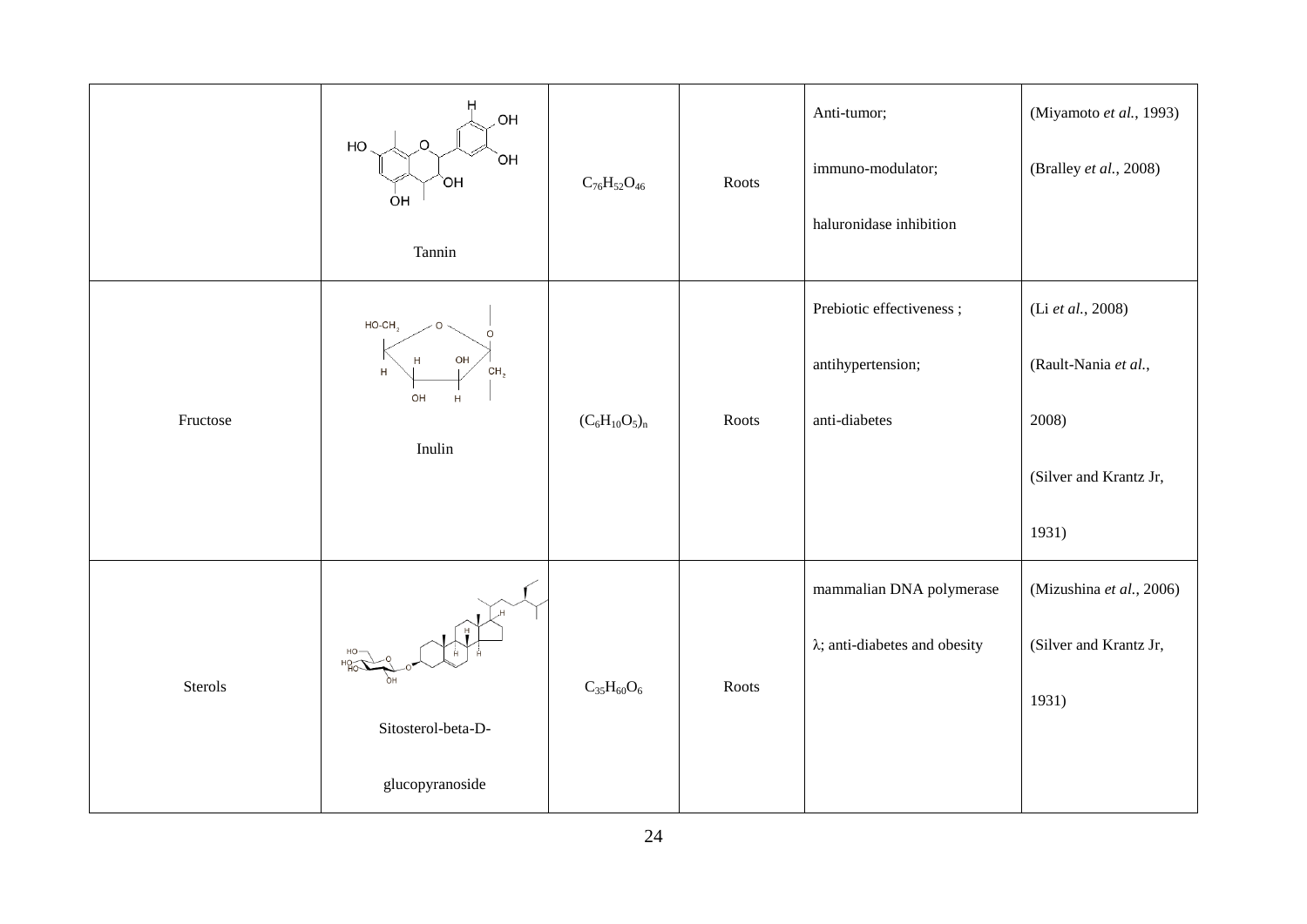| | | | | | |
|---|---|---|---|---|---|
| | Tannin | $C_{76}H_{52}O_{46}$ | Roots | Anti-tumor; immuno-modulator; haluronidase inhibition | (Miyamoto *et al.*, 1993) (Bralley *et al.*, 2008) |
| Fructose | Inulin | $(C_6H_{10}O_5)_n$ | Roots | Prebiotic effectiveness ; antihypertension; anti-diabetes | (Li *et al.*, 2008) (Rault-Nania *et al.*, 2008) (Silver and Krantz Jr, 1931) |
| Sterols | Sitosterol-beta-D-glucopyranoside | $C_{35}H_{60}O_6$ | Roots | mammalian DNA polymerase λ; anti-diabetes and obesity | (Mizushina *et al.*, 2006) (Silver and Krantz Jr, 1931) |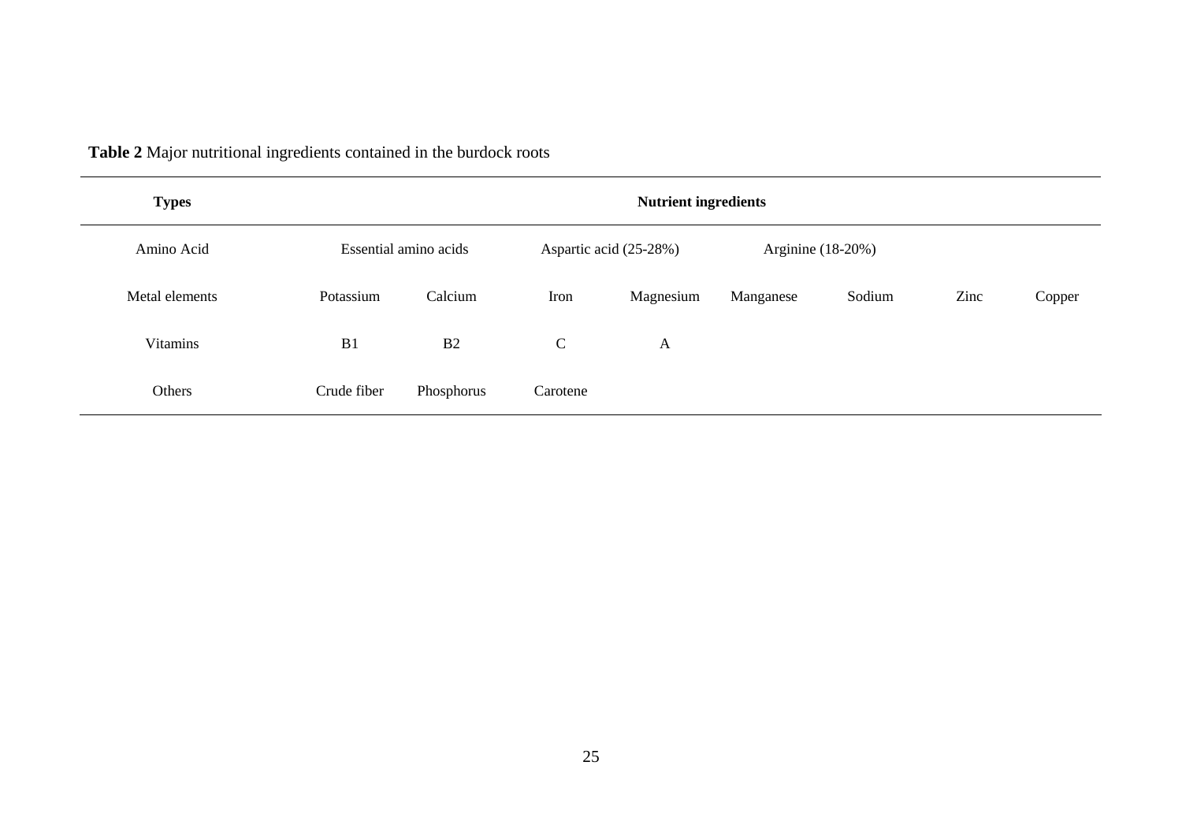**Table 2** Major nutritional ingredients contained in the burdock roots

| Types | Nutrient ingredients | | | | | | | |
|---|---|---|---|---|---|---|---|---|
| Amino Acid | Essential amino acids | | Aspartic acid (25-28%) | | Arginine (18-20%) | | | |
| Metal elements | Potassium | Calcium | Iron | Magnesium | Manganese | Sodium | Zinc | Copper |
| Vitamins | B1 | B2 | C | A | | | | |
| Others | Crude fiber | Phosphorus | Carotene | | | | | |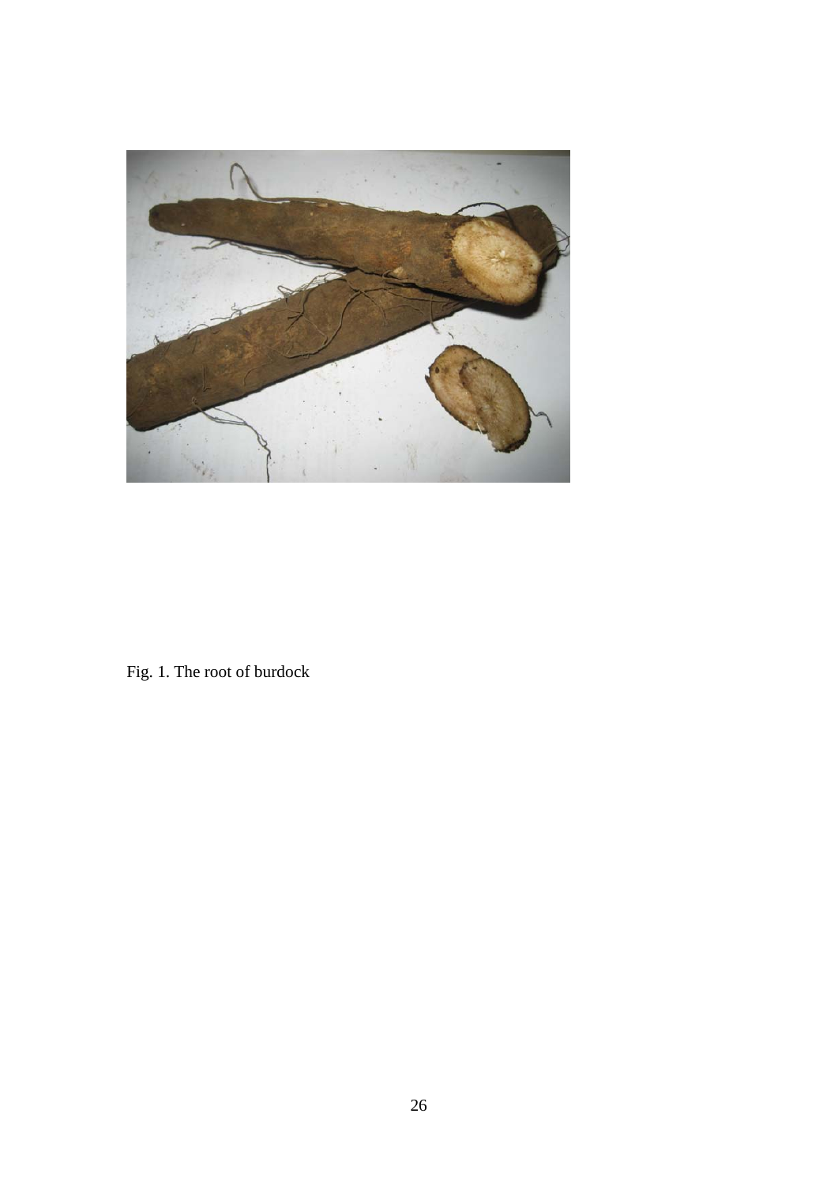Fig. 1. The root of burdock